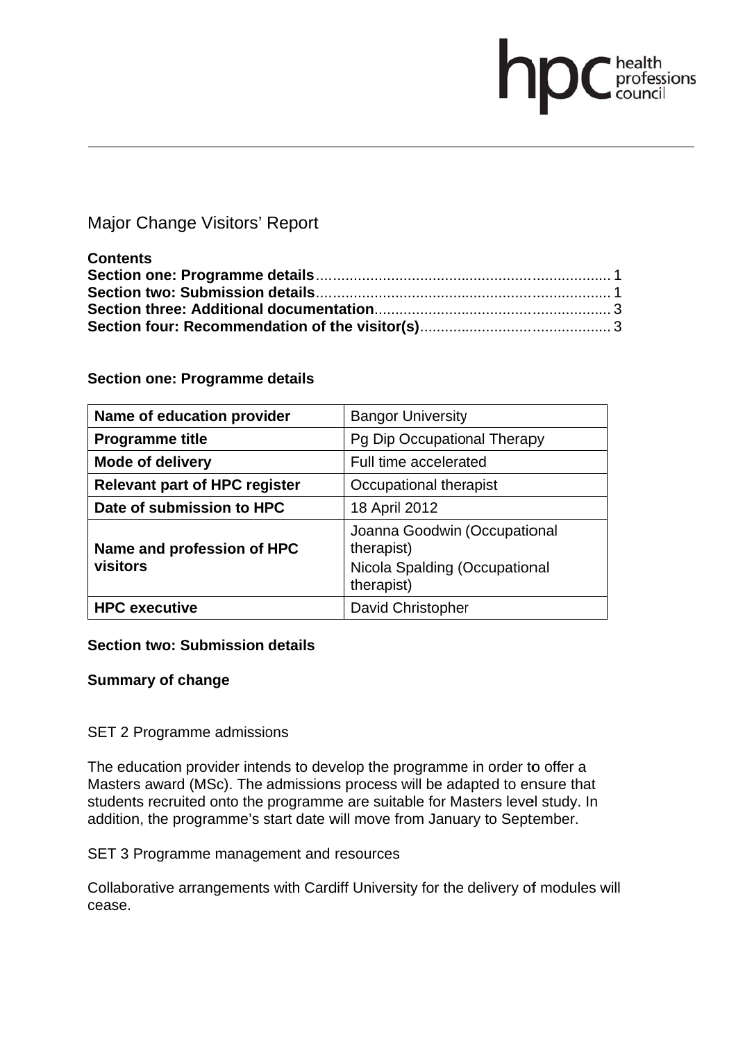# Major Change Visitors' Report

**Contents**

**Section one: Programme details** ........................................................................ 1
**Section two: Submission details** ........................................................................ 1
**Section three: Additional documentation** .......................................................... 3
**Section four: Recommendation of the visitor(s)** ................................................ 3

## Section one: Programme details

| | |
|---|---|
| **Name of education provider** | Bangor University |
| **Programme title** | Pg Dip Occupational Therapy |
| **Mode of delivery** | Full time accelerated |
| **Relevant part of HPC register** | Occupational therapist |
| **Date of submission to HPC** | 18 April 2012 |
| **Name and profession of HPC visitors** | Joanna Goodwin (Occupational therapist)<br>Nicola Spalding (Occupational therapist) |
| **HPC executive** | David Christopher |

## Section two: Submission details

### Summary of change

SET 2 Programme admissions

The education provider intends to develop the programme in order to offer a Masters award (MSc). The admissions process will be adapted to ensure that students recruited onto the programme are suitable for Masters level study. In addition, the programme's start date will move from January to September.

SET 3 Programme management and resources

Collaborative arrangements with Cardiff University for the delivery of modules will cease.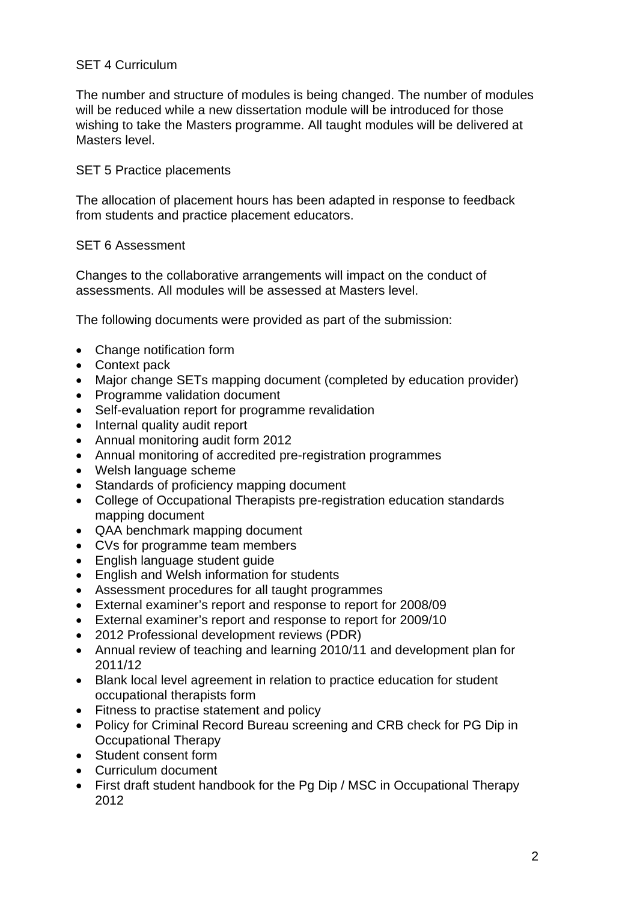SET 4 Curriculum

The number and structure of modules is being changed. The number of modules will be reduced while a new dissertation module will be introduced for those wishing to take the Masters programme. All taught modules will be delivered at Masters level.

SET 5 Practice placements

The allocation of placement hours has been adapted in response to feedback from students and practice placement educators.

SET 6 Assessment

Changes to the collaborative arrangements will impact on the conduct of assessments. All modules will be assessed at Masters level.

The following documents were provided as part of the submission:

- Change notification form
- Context pack
- Major change SETs mapping document (completed by education provider)
- Programme validation document
- Self-evaluation report for programme revalidation
- Internal quality audit report
- Annual monitoring audit form 2012
- Annual monitoring of accredited pre-registration programmes
- Welsh language scheme
- Standards of proficiency mapping document
- College of Occupational Therapists pre-registration education standards mapping document
- QAA benchmark mapping document
- CVs for programme team members
- English language student guide
- English and Welsh information for students
- Assessment procedures for all taught programmes
- External examiner's report and response to report for 2008/09
- External examiner's report and response to report for 2009/10
- 2012 Professional development reviews (PDR)
- Annual review of teaching and learning 2010/11 and development plan for 2011/12
- Blank local level agreement in relation to practice education for student occupational therapists form
- Fitness to practise statement and policy
- Policy for Criminal Record Bureau screening and CRB check for PG Dip in Occupational Therapy
- Student consent form
- Curriculum document
- First draft student handbook for the Pg Dip / MSC in Occupational Therapy 2012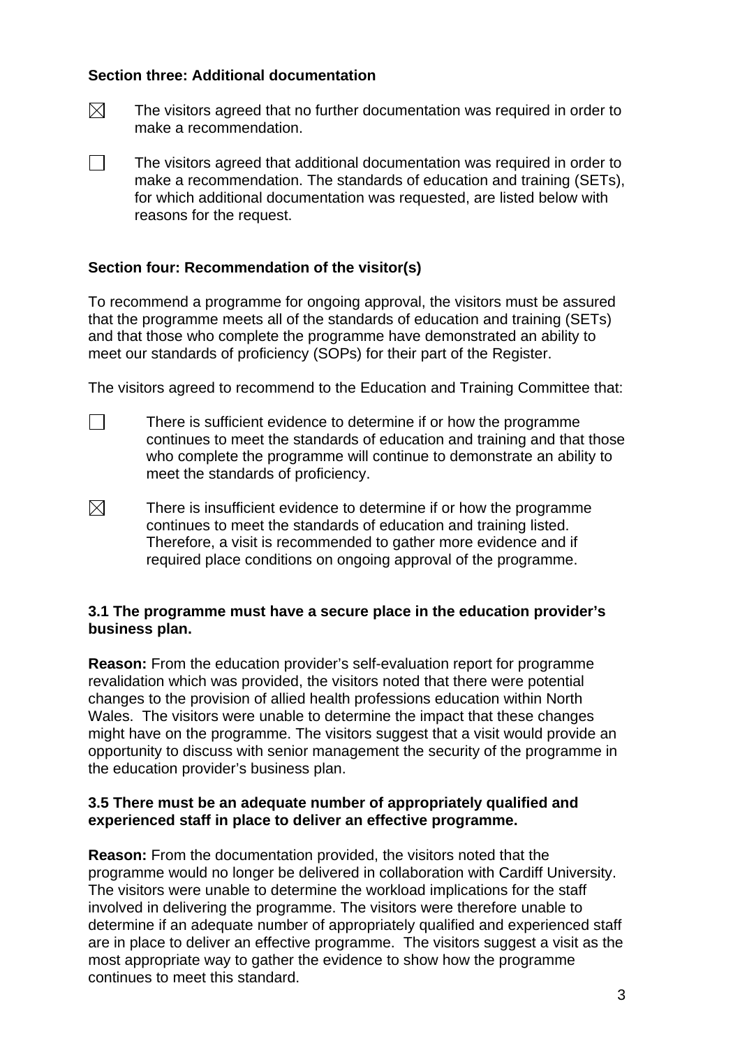**Section three: Additional documentation**

☒ The visitors agreed that no further documentation was required in order to make a recommendation.

☐ The visitors agreed that additional documentation was required in order to make a recommendation. The standards of education and training (SETs), for which additional documentation was requested, are listed below with reasons for the request.

**Section four: Recommendation of the visitor(s)**

To recommend a programme for ongoing approval, the visitors must be assured that the programme meets all of the standards of education and training (SETs) and that those who complete the programme have demonstrated an ability to meet our standards of proficiency (SOPs) for their part of the Register.

The visitors agreed to recommend to the Education and Training Committee that:

☐ There is sufficient evidence to determine if or how the programme continues to meet the standards of education and training and that those who complete the programme will continue to demonstrate an ability to meet the standards of proficiency.

☒ There is insufficient evidence to determine if or how the programme continues to meet the standards of education and training listed. Therefore, a visit is recommended to gather more evidence and if required place conditions on ongoing approval of the programme.

**3.1 The programme must have a secure place in the education provider's business plan.**

**Reason:** From the education provider's self-evaluation report for programme revalidation which was provided, the visitors noted that there were potential changes to the provision of allied health professions education within North Wales. The visitors were unable to determine the impact that these changes might have on the programme. The visitors suggest that a visit would provide an opportunity to discuss with senior management the security of the programme in the education provider's business plan.

**3.5 There must be an adequate number of appropriately qualified and experienced staff in place to deliver an effective programme.**

**Reason:** From the documentation provided, the visitors noted that the programme would no longer be delivered in collaboration with Cardiff University. The visitors were unable to determine the workload implications for the staff involved in delivering the programme. The visitors were therefore unable to determine if an adequate number of appropriately qualified and experienced staff are in place to deliver an effective programme. The visitors suggest a visit as the most appropriate way to gather the evidence to show how the programme continues to meet this standard.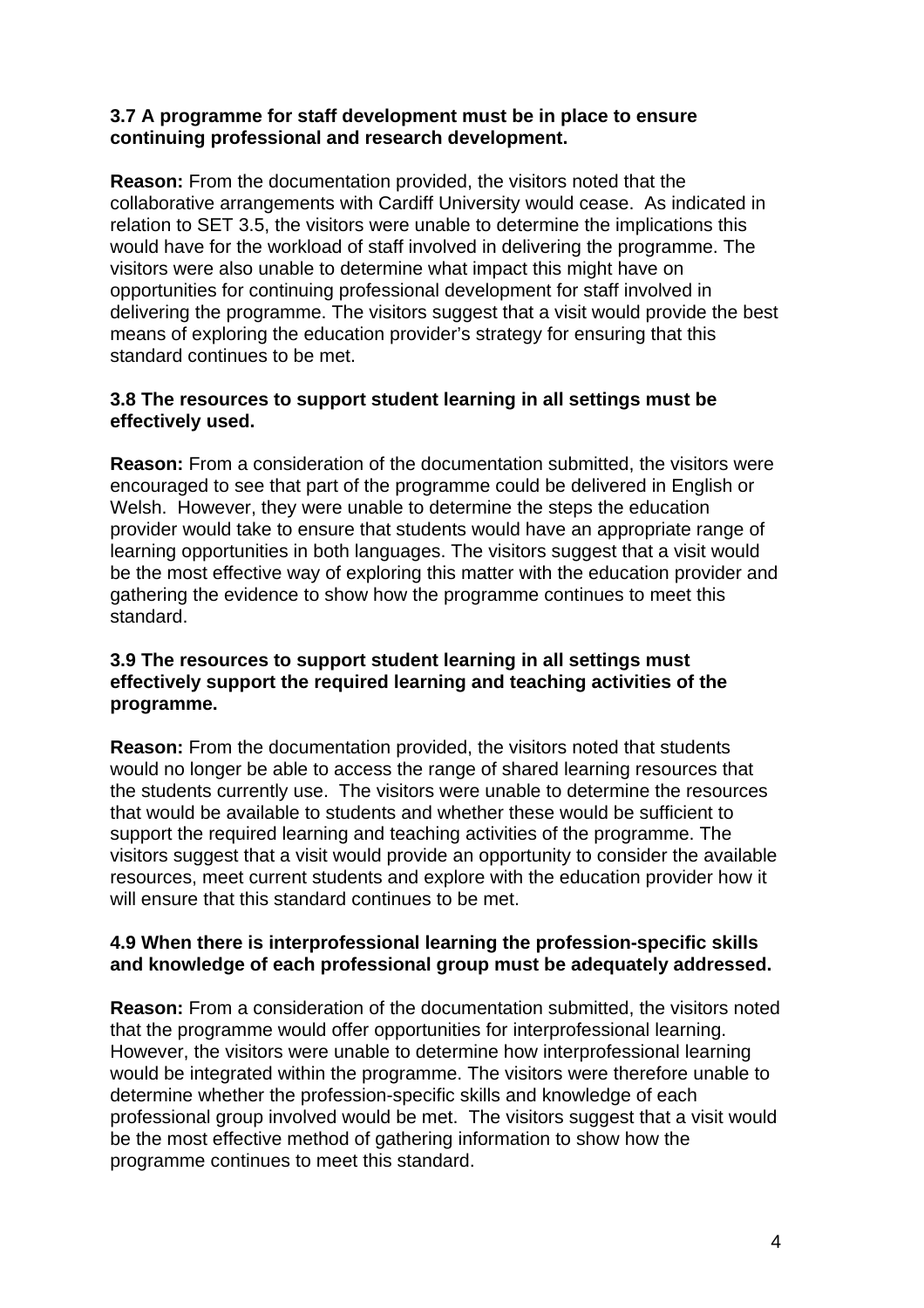**3.7 A programme for staff development must be in place to ensure continuing professional and research development.**

**Reason:** From the documentation provided, the visitors noted that the collaborative arrangements with Cardiff University would cease. As indicated in relation to SET 3.5, the visitors were unable to determine the implications this would have for the workload of staff involved in delivering the programme. The visitors were also unable to determine what impact this might have on opportunities for continuing professional development for staff involved in delivering the programme. The visitors suggest that a visit would provide the best means of exploring the education provider's strategy for ensuring that this standard continues to be met.

**3.8 The resources to support student learning in all settings must be effectively used.**

**Reason:** From a consideration of the documentation submitted, the visitors were encouraged to see that part of the programme could be delivered in English or Welsh. However, they were unable to determine the steps the education provider would take to ensure that students would have an appropriate range of learning opportunities in both languages. The visitors suggest that a visit would be the most effective way of exploring this matter with the education provider and gathering the evidence to show how the programme continues to meet this standard.

**3.9 The resources to support student learning in all settings must effectively support the required learning and teaching activities of the programme.**

**Reason:** From the documentation provided, the visitors noted that students would no longer be able to access the range of shared learning resources that the students currently use. The visitors were unable to determine the resources that would be available to students and whether these would be sufficient to support the required learning and teaching activities of the programme. The visitors suggest that a visit would provide an opportunity to consider the available resources, meet current students and explore with the education provider how it will ensure that this standard continues to be met.

**4.9 When there is interprofessional learning the profession-specific skills and knowledge of each professional group must be adequately addressed.**

**Reason:** From a consideration of the documentation submitted, the visitors noted that the programme would offer opportunities for interprofessional learning. However, the visitors were unable to determine how interprofessional learning would be integrated within the programme. The visitors were therefore unable to determine whether the profession-specific skills and knowledge of each professional group involved would be met. The visitors suggest that a visit would be the most effective method of gathering information to show how the programme continues to meet this standard.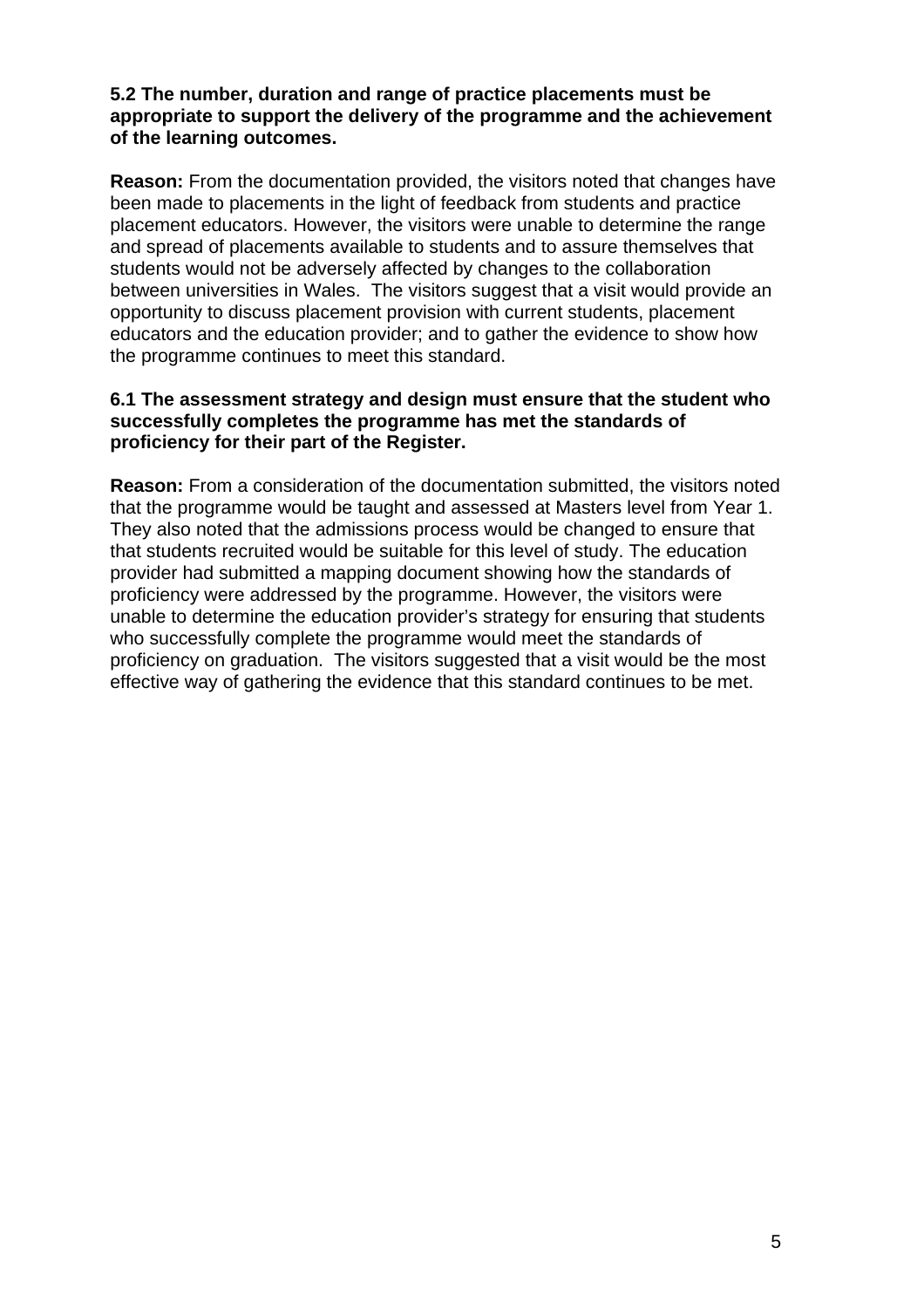**5.2 The number, duration and range of practice placements must be appropriate to support the delivery of the programme and the achievement of the learning outcomes.**

**Reason:** From the documentation provided, the visitors noted that changes have been made to placements in the light of feedback from students and practice placement educators. However, the visitors were unable to determine the range and spread of placements available to students and to assure themselves that students would not be adversely affected by changes to the collaboration between universities in Wales. The visitors suggest that a visit would provide an opportunity to discuss placement provision with current students, placement educators and the education provider; and to gather the evidence to show how the programme continues to meet this standard.

**6.1 The assessment strategy and design must ensure that the student who successfully completes the programme has met the standards of proficiency for their part of the Register.**

**Reason:** From a consideration of the documentation submitted, the visitors noted that the programme would be taught and assessed at Masters level from Year 1. They also noted that the admissions process would be changed to ensure that that students recruited would be suitable for this level of study. The education provider had submitted a mapping document showing how the standards of proficiency were addressed by the programme. However, the visitors were unable to determine the education provider's strategy for ensuring that students who successfully complete the programme would meet the standards of proficiency on graduation. The visitors suggested that a visit would be the most effective way of gathering the evidence that this standard continues to be met.